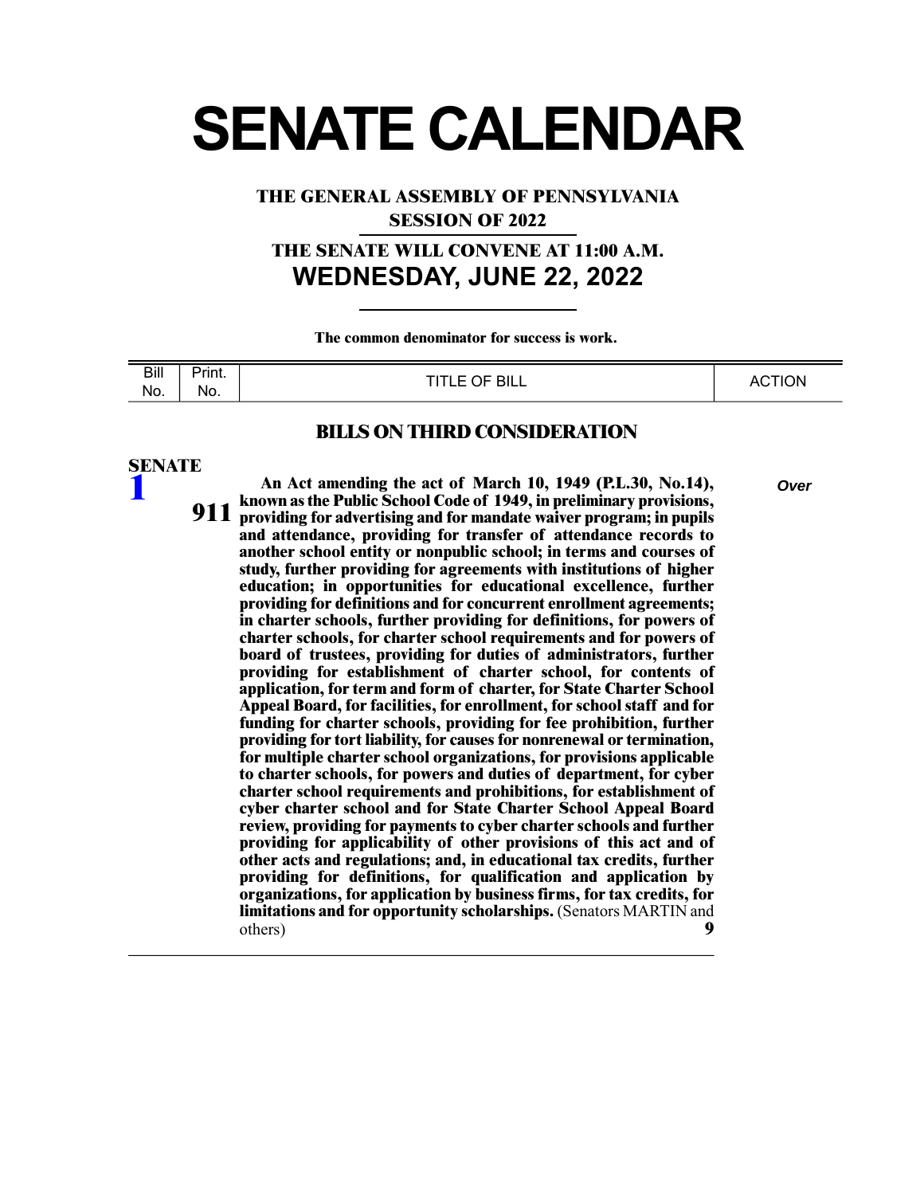# SENATE CALENDAR

**THE GENERAL ASSEMBLY OF PENNSYLVANIA**

**SESSION OF 2022**

**THE SENATE WILL CONVENE AT 11:00 A.M.**

## WEDNESDAY, JUNE 22, 2022

**The common denominator for success is work.**

| Bill No. | Print. No. | TITLE OF BILL | ACTION |
|---|---|---|---|

### BILLS ON THIRD CONSIDERATION

| Bill No. | Print. No. | TITLE OF BILL | ACTION |
|---|---|---|---|
| SENATE 1 | 911 | **An Act amending the act of March 10, 1949 (P.L.30, No.14), known as the Public School Code of 1949, in preliminary provisions, providing for advertising and for mandate waiver program; in pupils and attendance, providing for transfer of attendance records to another school entity or nonpublic school; in terms and courses of study, further providing for agreements with institutions of higher education; in opportunities for educational excellence, further providing for definitions and for concurrent enrollment agreements; in charter schools, further providing for definitions, for powers of charter schools, for charter school requirements and for powers of board of trustees, providing for duties of administrators, further providing for establishment of charter school, for contents of application, for term and form of charter, for State Charter School Appeal Board, for facilities, for enrollment, for school staff and for funding for charter schools, providing for fee prohibition, further providing for tort liability, for causes for nonrenewal or termination, for multiple charter school organizations, for provisions applicable to charter schools, for powers and duties of department, for cyber charter school requirements and prohibitions, for establishment of cyber charter school and for State Charter School Appeal Board review, providing for payments to cyber charter schools and further providing for applicability of other provisions of this act and of other acts and regulations; and, in educational tax credits, further providing for definitions, for qualification and application by organizations, for application by business firms, for tax credits, for limitations and for opportunity scholarships.** (Senators MARTIN and others) **9** | *Over* |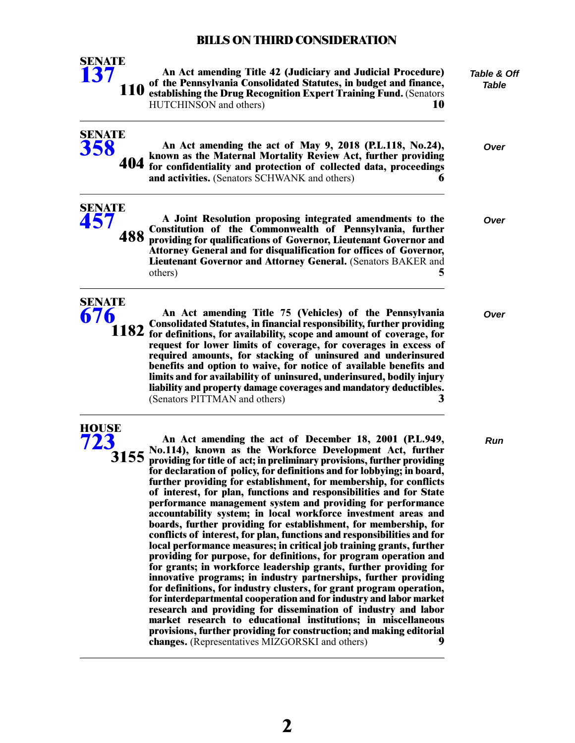## BILLS ON THIRD CONSIDERATION

**SENATE 137** — **110**

**An Act amending Title 42 (Judiciary and Judicial Procedure) of the Pennsylvania Consolidated Statutes, in budget and finance, establishing the Drug Recognition Expert Training Fund.** (Senators HUTCHINSON and others) **10**

*Table & Off Table*

---

**SENATE 358** — **404**

**An Act amending the act of May 9, 2018 (P.L.118, No.24), known as the Maternal Mortality Review Act, further providing for confidentiality and protection of collected data, proceedings and activities.** (Senators SCHWANK and others) **6**

*Over*

---

**SENATE 457** — **488**

**A Joint Resolution proposing integrated amendments to the Constitution of the Commonwealth of Pennsylvania, further providing for qualifications of Governor, Lieutenant Governor and Attorney General and for disqualification for offices of Governor, Lieutenant Governor and Attorney General.** (Senators BAKER and others) **5**

*Over*

---

**SENATE 676** — **1182**

**An Act amending Title 75 (Vehicles) of the Pennsylvania Consolidated Statutes, in financial responsibility, further providing for definitions, for availability, scope and amount of coverage, for request for lower limits of coverage, for coverages in excess of required amounts, for stacking of uninsured and underinsured benefits and option to waive, for notice of available benefits and limits and for availability of uninsured, underinsured, bodily injury liability and property damage coverages and mandatory deductibles.** (Senators PITTMAN and others) **3**

*Over*

---

**HOUSE 723** — **3155**

**An Act amending the act of December 18, 2001 (P.L.949, No.114), known as the Workforce Development Act, further providing for title of act; in preliminary provisions, further providing for declaration of policy, for definitions and for lobbying; in board, further providing for establishment, for membership, for conflicts of interest, for plan, functions and responsibilities and for State performance management system and providing for performance accountability system; in local workforce investment areas and boards, further providing for establishment, for membership, for conflicts of interest, for plan, functions and responsibilities and for local performance measures; in critical job training grants, further providing for purpose, for definitions, for program operation and for grants; in workforce leadership grants, further providing for innovative programs; in industry partnerships, further providing for definitions, for industry clusters, for grant program operation, for interdepartmental cooperation and for industry and labor market research and providing for dissemination of industry and labor market research to educational institutions; in miscellaneous provisions, further providing for construction; and making editorial changes.** (Representatives MIZGORSKI and others) **9**

*Run*

---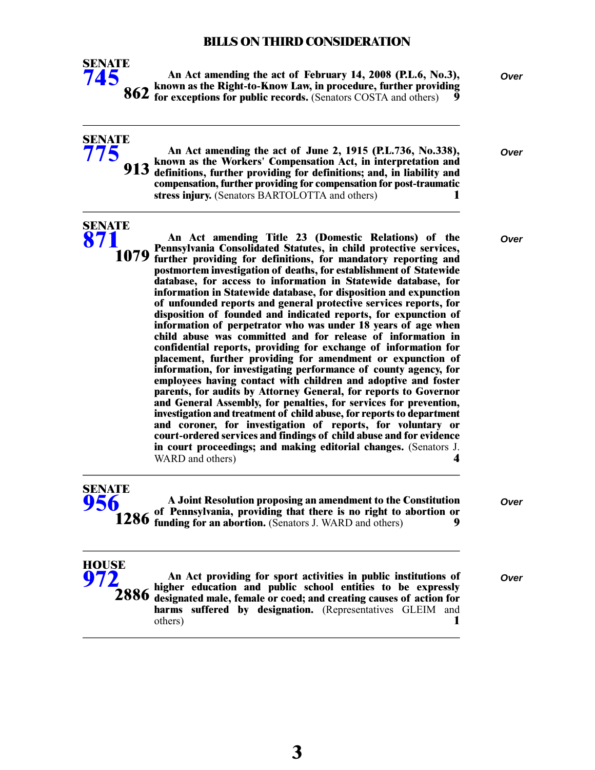## BILLS ON THIRD CONSIDERATION

**SENATE 745** **862**

**An Act amending the act of February 14, 2008 (P.L.6, No.3), known as the Right-to-Know Law, in procedure, further providing for exceptions for public records.** (Senators COSTA and others) **9**

*Over*

---

**SENATE 775** **913**

**An Act amending the act of June 2, 1915 (P.L.736, No.338), known as the Workers' Compensation Act, in interpretation and definitions, further providing for definitions; and, in liability and compensation, further providing for compensation for post-traumatic stress injury.** (Senators BARTOLOTTA and others) **1**

*Over*

---

**SENATE 871** **1079**

**An Act amending Title 23 (Domestic Relations) of the Pennsylvania Consolidated Statutes, in child protective services, further providing for definitions, for mandatory reporting and postmortem investigation of deaths, for establishment of Statewide database, for access to information in Statewide database, for information in Statewide database, for disposition and expunction of unfounded reports and general protective services reports, for disposition of founded and indicated reports, for expunction of information of perpetrator who was under 18 years of age when child abuse was committed and for release of information in confidential reports, providing for exchange of information for placement, further providing for amendment or expunction of information, for investigating performance of county agency, for employees having contact with children and adoptive and foster parents, for audits by Attorney General, for reports to Governor and General Assembly, for penalties, for services for prevention, investigation and treatment of child abuse, for reports to department and coroner, for investigation of reports, for voluntary or court-ordered services and findings of child abuse and for evidence in court proceedings; and making editorial changes.** (Senators J. WARD and others) **4**

*Over*

---

**SENATE 956** **1286**

**A Joint Resolution proposing an amendment to the Constitution of Pennsylvania, providing that there is no right to abortion or funding for an abortion.** (Senators J. WARD and others) **9**

*Over*

---

**HOUSE 972** **2886**

**An Act providing for sport activities in public institutions of higher education and public school entities to be expressly designated male, female or coed; and creating causes of action for harms suffered by designation.** (Representatives GLEIM and others) **1**

*Over*

---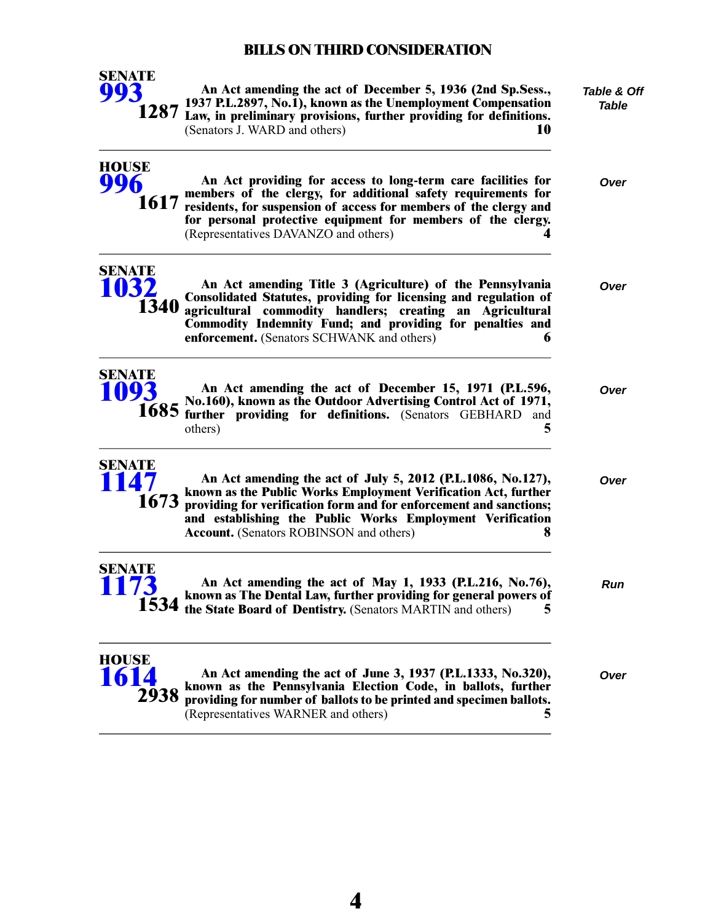## BILLS ON THIRD CONSIDERATION

| Bill | Printer's No. | Description | Status |
|---|---|---|---|
| SENATE **993** | 1287 | **An Act amending the act of December 5, 1936 (2nd Sp.Sess., 1937 P.L.2897, No.1), known as the Unemployment Compensation Law, in preliminary provisions, further providing for definitions.** (Senators J. WARD and others) **10** | *Table & Off Table* |
| HOUSE **996** | 1617 | **An Act providing for access to long-term care facilities for members of the clergy, for additional safety requirements for residents, for suspension of access for members of the clergy and for personal protective equipment for members of the clergy.** (Representatives DAVANZO and others) **4** | *Over* |
| SENATE **1032** | 1340 | **An Act amending Title 3 (Agriculture) of the Pennsylvania Consolidated Statutes, providing for licensing and regulation of agricultural commodity handlers; creating an Agricultural Commodity Indemnity Fund; and providing for penalties and enforcement.** (Senators SCHWANK and others) **6** | *Over* |
| SENATE **1093** | 1685 | **An Act amending the act of December 15, 1971 (P.L.596, No.160), known as the Outdoor Advertising Control Act of 1971, further providing for definitions.** (Senators GEBHARD and others) **5** | *Over* |
| SENATE **1147** | 1673 | **An Act amending the act of July 5, 2012 (P.L.1086, No.127), known as the Public Works Employment Verification Act, further providing for verification form and for enforcement and sanctions; and establishing the Public Works Employment Verification Account.** (Senators ROBINSON and others) **8** | *Over* |
| SENATE **1173** | 1534 | **An Act amending the act of May 1, 1933 (P.L.216, No.76), known as The Dental Law, further providing for general powers of the State Board of Dentistry.** (Senators MARTIN and others) **5** | *Run* |
| HOUSE **1614** | 2938 | **An Act amending the act of June 3, 1937 (P.L.1333, No.320), known as the Pennsylvania Election Code, in ballots, further providing for number of ballots to be printed and specimen ballots.** (Representatives WARNER and others) **5** | *Over* |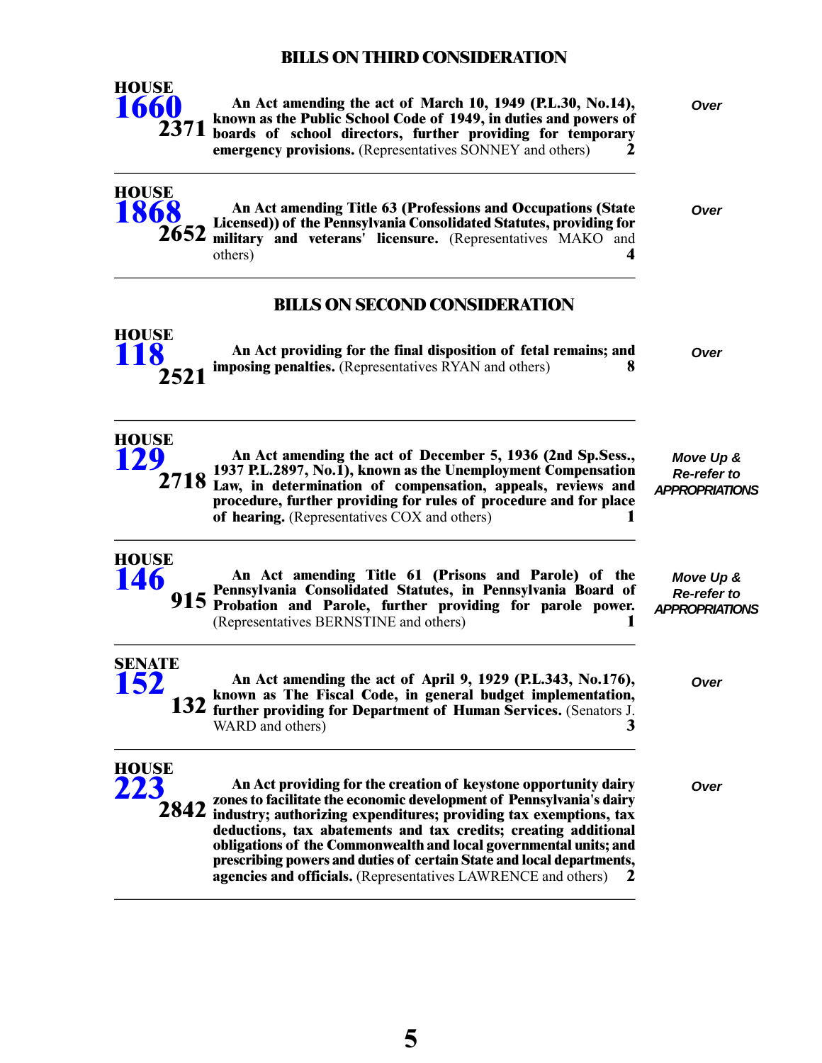## BILLS ON THIRD CONSIDERATION

**HOUSE 1660** **2371** — **An Act amending the act of March 10, 1949 (P.L.30, No.14), known as the Public School Code of 1949, in duties and powers of boards of school directors, further providing for temporary emergency provisions.** (Representatives SONNEY and others) **2** — *Over*

---

**HOUSE 1868** **2652** — **An Act amending Title 63 (Professions and Occupations (State Licensed)) of the Pennsylvania Consolidated Statutes, providing for military and veterans' licensure.** (Representatives MAKO and others) **4** — *Over*

---

## BILLS ON SECOND CONSIDERATION

**HOUSE 118** **2521** — **An Act providing for the final disposition of fetal remains; and imposing penalties.** (Representatives RYAN and others) **8** — *Over*

---

**HOUSE 129** **2718** — **An Act amending the act of December 5, 1936 (2nd Sp.Sess., 1937 P.L.2897, No.1), known as the Unemployment Compensation Law, in determination of compensation, appeals, reviews and procedure, further providing for rules of procedure and for place of hearing.** (Representatives COX and others) **1** — *Move Up & Re-refer to APPROPRIATIONS*

---

**HOUSE 146** **915** — **An Act amending Title 61 (Prisons and Parole) of the Pennsylvania Consolidated Statutes, in Pennsylvania Board of Probation and Parole, further providing for parole power.** (Representatives BERNSTINE and others) **1** — *Move Up & Re-refer to APPROPRIATIONS*

---

**SENATE 152** **132** — **An Act amending the act of April 9, 1929 (P.L.343, No.176), known as The Fiscal Code, in general budget implementation, further providing for Department of Human Services.** (Senators J. WARD and others) **3** — *Over*

---

**HOUSE 223** **2842** — **An Act providing for the creation of keystone opportunity dairy zones to facilitate the economic development of Pennsylvania's dairy industry; authorizing expenditures; providing tax exemptions, tax deductions, tax abatements and tax credits; creating additional obligations of the Commonwealth and local governmental units; and prescribing powers and duties of certain State and local departments, agencies and officials.** (Representatives LAWRENCE and others) **2** — *Over*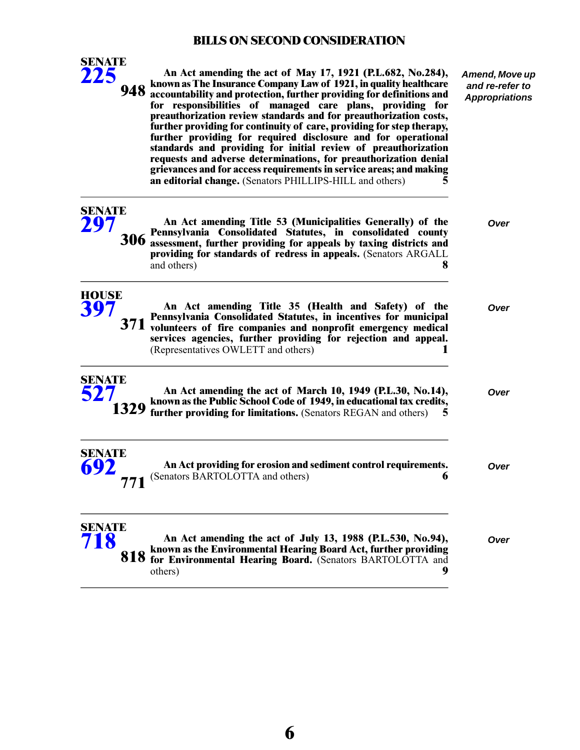## BILLS ON SECOND CONSIDERATION

**SENATE 225** **948**

**An Act amending the act of May 17, 1921 (P.L.682, No.284), known as The Insurance Company Law of 1921, in quality healthcare accountability and protection, further providing for definitions and for responsibilities of managed care plans, providing for preauthorization review standards and for preauthorization costs, further providing for continuity of care, providing for step therapy, further providing for required disclosure and for operational standards and providing for initial review of preauthorization requests and adverse determinations, for preauthorization denial grievances and for access requirements in service areas; and making an editorial change.** (Senators PHILLIPS-HILL and others) **5**

*Amend, Move up and re-refer to Appropriations*

---

**SENATE 297** **306**

**An Act amending Title 53 (Municipalities Generally) of the Pennsylvania Consolidated Statutes, in consolidated county assessment, further providing for appeals by taxing districts and providing for standards of redress in appeals.** (Senators ARGALL and others) **8**

*Over*

---

**HOUSE 397** **371**

**An Act amending Title 35 (Health and Safety) of the Pennsylvania Consolidated Statutes, in incentives for municipal volunteers of fire companies and nonprofit emergency medical services agencies, further providing for rejection and appeal.** (Representatives OWLETT and others) **1**

*Over*

---

**SENATE 527** **1329**

**An Act amending the act of March 10, 1949 (P.L.30, No.14), known as the Public School Code of 1949, in educational tax credits, further providing for limitations.** (Senators REGAN and others) **5**

*Over*

---

**SENATE 692** **771**

**An Act providing for erosion and sediment control requirements.** (Senators BARTOLOTTA and others) **6**

*Over*

---

**SENATE 718** **818**

**An Act amending the act of July 13, 1988 (P.L.530, No.94), known as the Environmental Hearing Board Act, further providing for Environmental Hearing Board.** (Senators BARTOLOTTA and others) **9**

*Over*

---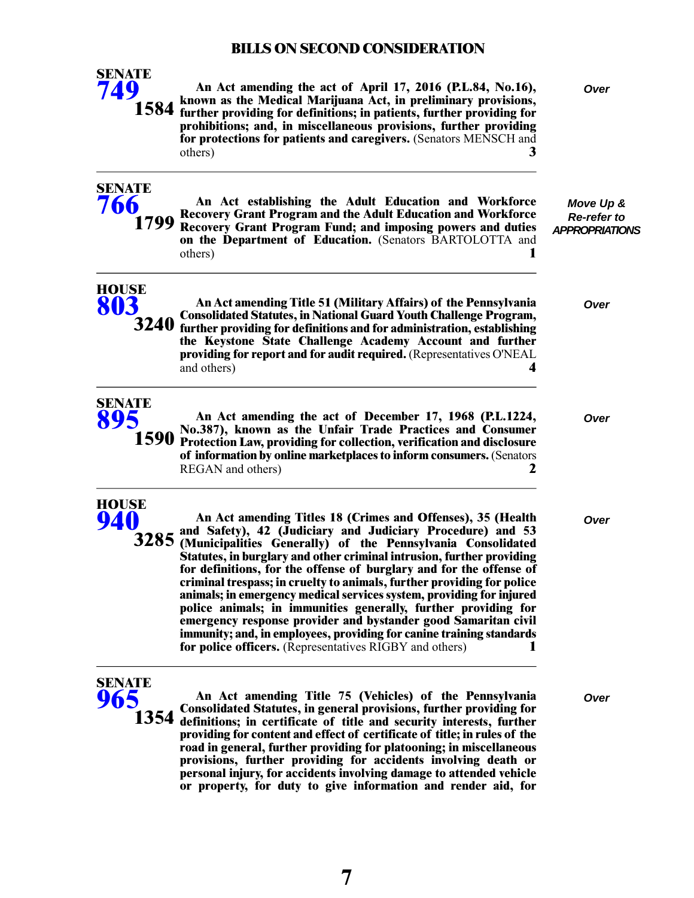## BILLS ON SECOND CONSIDERATION

**SENATE 749** **1584**

**An Act amending the act of April 17, 2016 (P.L.84, No.16), known as the Medical Marijuana Act, in preliminary provisions, further providing for definitions; in patients, further providing for prohibitions; and, in miscellaneous provisions, further providing for protections for patients and caregivers.** (Senators MENSCH and others) **3**

*Over*

---

**SENATE 766** **1799**

**An Act establishing the Adult Education and Workforce Recovery Grant Program and the Adult Education and Workforce Recovery Grant Program Fund; and imposing powers and duties on the Department of Education.** (Senators BARTOLOTTA and others) **1**

*Move Up & Re-refer to APPROPRIATIONS*

---

**HOUSE 803** **3240**

**An Act amending Title 51 (Military Affairs) of the Pennsylvania Consolidated Statutes, in National Guard Youth Challenge Program, further providing for definitions and for administration, establishing the Keystone State Challenge Academy Account and further providing for report and for audit required.** (Representatives O'NEAL and others) **4**

*Over*

---

**SENATE 895** **1590**

**An Act amending the act of December 17, 1968 (P.L.1224, No.387), known as the Unfair Trade Practices and Consumer Protection Law, providing for collection, verification and disclosure of information by online marketplaces to inform consumers.** (Senators REGAN and others) **2**

*Over*

---

**HOUSE 940** **3285**

**An Act amending Titles 18 (Crimes and Offenses), 35 (Health and Safety), 42 (Judiciary and Judiciary Procedure) and 53 (Municipalities Generally) of the Pennsylvania Consolidated Statutes, in burglary and other criminal intrusion, further providing for definitions, for the offense of burglary and for the offense of criminal trespass; in cruelty to animals, further providing for police animals; in emergency medical services system, providing for injured police animals; in immunities generally, further providing for emergency response provider and bystander good Samaritan civil immunity; and, in employees, providing for canine training standards for police officers.** (Representatives RIGBY and others) **1**

*Over*

---

**SENATE 965** **1354**

**An Act amending Title 75 (Vehicles) of the Pennsylvania Consolidated Statutes, in general provisions, further providing for definitions; in certificate of title and security interests, further providing for content and effect of certificate of title; in rules of the road in general, further providing for platooning; in miscellaneous provisions, further providing for accidents involving death or personal injury, for accidents involving damage to attended vehicle or property, for duty to give information and render aid, for**

*Over*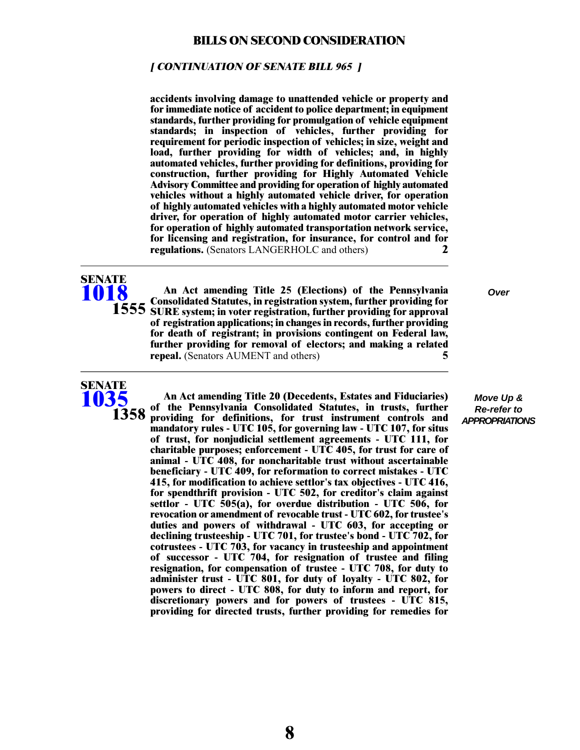## BILLS ON SECOND CONSIDERATION

*[ CONTINUATION OF SENATE BILL 965 ]*

**accidents involving damage to unattended vehicle or property and for immediate notice of accident to police department; in equipment standards, further providing for promulgation of vehicle equipment standards; in inspection of vehicles, further providing for requirement for periodic inspection of vehicles; in size, weight and load, further providing for width of vehicles; and, in highly automated vehicles, further providing for definitions, providing for construction, further providing for Highly Automated Vehicle Advisory Committee and providing for operation of highly automated vehicles without a highly automated vehicle driver, for operation of highly automated vehicles with a highly automated motor vehicle driver, for operation of highly automated motor carrier vehicles, for operation of highly automated transportation network service, for licensing and registration, for insurance, for control and for regulations.** (Senators LANGERHOLC and others) **2**

---

**SENATE 1018** **1555**

**An Act amending Title 25 (Elections) of the Pennsylvania Consolidated Statutes, in registration system, further providing for SURE system; in voter registration, further providing for approval of registration applications; in changes in records, further providing for death of registrant; in provisions contingent on Federal law, further providing for removal of electors; and making a related repeal.** (Senators AUMENT and others) **5**

***Over***

---

**SENATE 1035** **1358**

**An Act amending Title 20 (Decedents, Estates and Fiduciaries) of the Pennsylvania Consolidated Statutes, in trusts, further providing for definitions, for trust instrument controls and mandatory rules - UTC 105, for governing law - UTC 107, for situs of trust, for nonjudicial settlement agreements - UTC 111, for charitable purposes; enforcement - UTC 405, for trust for care of animal - UTC 408, for noncharitable trust without ascertainable beneficiary - UTC 409, for reformation to correct mistakes - UTC 415, for modification to achieve settlor's tax objectives - UTC 416, for spendthrift provision - UTC 502, for creditor's claim against settlor - UTC 505(a), for overdue distribution - UTC 506, for revocation or amendment of revocable trust - UTC 602, for trustee's duties and powers of withdrawal - UTC 603, for accepting or declining trusteeship - UTC 701, for trustee's bond - UTC 702, for cotrustees - UTC 703, for vacancy in trusteeship and appointment of successor - UTC 704, for resignation of trustee and filing resignation, for compensation of trustee - UTC 708, for duty to administer trust - UTC 801, for duty of loyalty - UTC 802, for powers to direct - UTC 808, for duty to inform and report, for discretionary powers and for powers of trustees - UTC 815, providing for directed trusts, further providing for remedies for**

***Move Up & Re-refer to APPROPRIATIONS***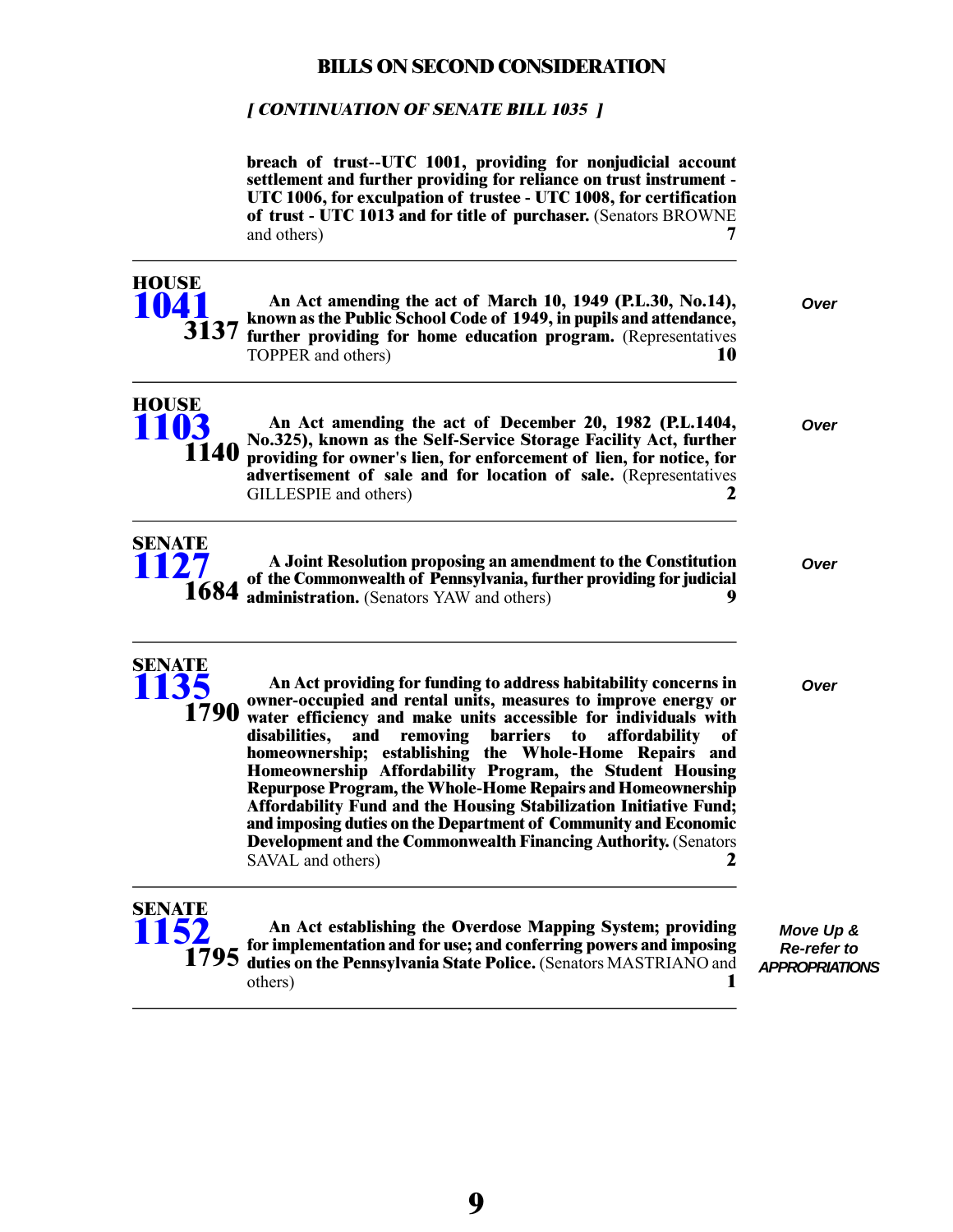## BILLS ON SECOND CONSIDERATION

*[ CONTINUATION OF SENATE BILL 1035 ]*

**breach of trust--UTC 1001, providing for nonjudicial account settlement and further providing for reliance on trust instrument - UTC 1006, for exculpation of trustee - UTC 1008, for certification of trust - UTC 1013 and for title of purchaser.** (Senators BROWNE and others) **7**

---

**HOUSE 1041** **3137**

**An Act amending the act of March 10, 1949 (P.L.30, No.14), known as the Public School Code of 1949, in pupils and attendance, further providing for home education program.** (Representatives TOPPER and others) **10**

*Over*

---

**HOUSE 1103** **1140**

**An Act amending the act of December 20, 1982 (P.L.1404, No.325), known as the Self-Service Storage Facility Act, further providing for owner's lien, for enforcement of lien, for notice, for advertisement of sale and for location of sale.** (Representatives GILLESPIE and others) **2**

*Over*

---

**SENATE 1127** **1684**

**A Joint Resolution proposing an amendment to the Constitution of the Commonwealth of Pennsylvania, further providing for judicial administration.** (Senators YAW and others) **9**

*Over*

---

**SENATE 1135** **1790**

**An Act providing for funding to address habitability concerns in owner-occupied and rental units, measures to improve energy or water efficiency and make units accessible for individuals with disabilities, and removing barriers to affordability of homeownership; establishing the Whole-Home Repairs and Homeownership Affordability Program, the Student Housing Repurpose Program, the Whole-Home Repairs and Homeownership Affordability Fund and the Housing Stabilization Initiative Fund; and imposing duties on the Department of Community and Economic Development and the Commonwealth Financing Authority.** (Senators SAVAL and others) **2**

*Over*

---

**SENATE 1152** **1795**

**An Act establishing the Overdose Mapping System; providing for implementation and for use; and conferring powers and imposing duties on the Pennsylvania State Police.** (Senators MASTRIANO and others) **1**

*Move Up & Re-refer to APPROPRIATIONS*

---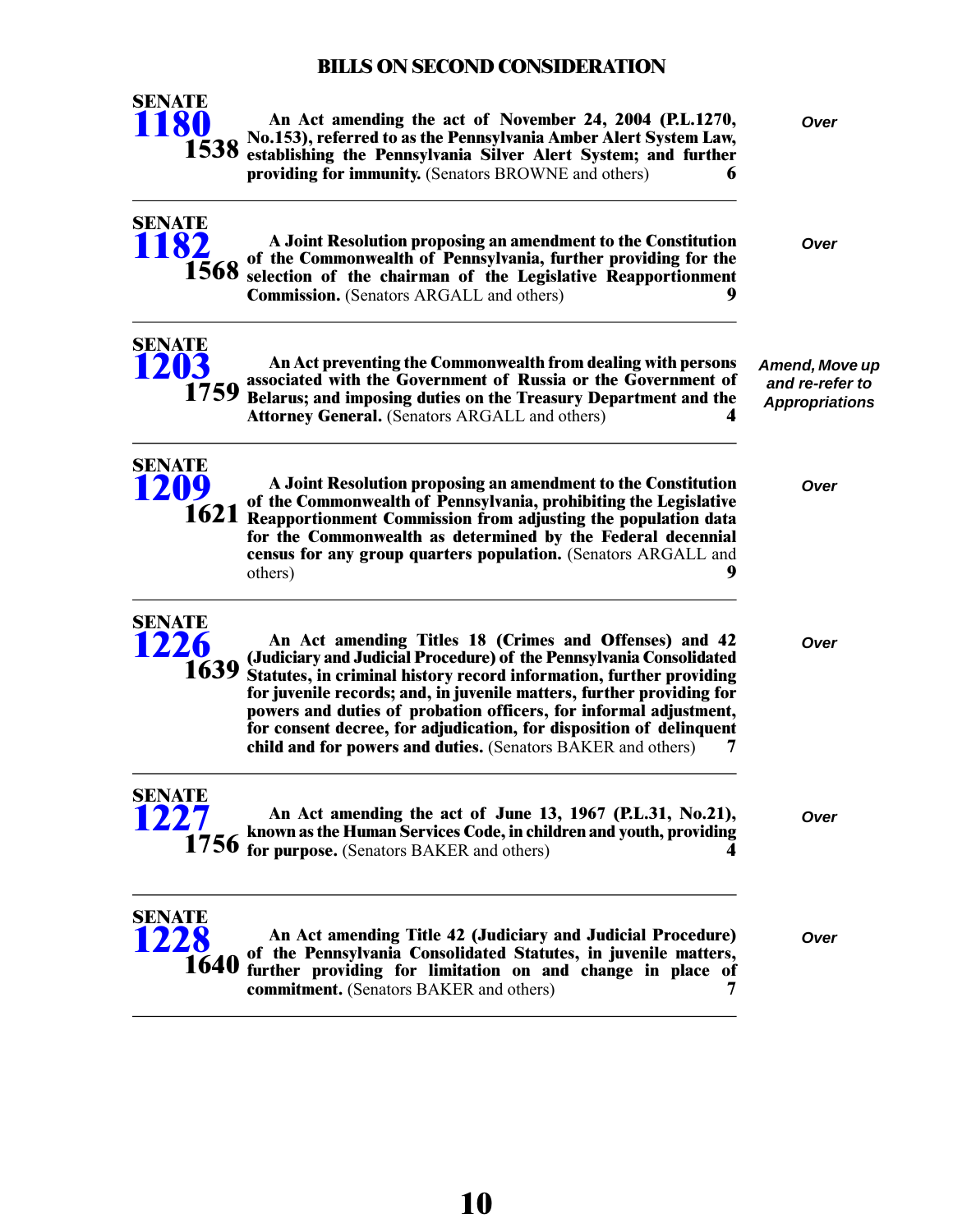## BILLS ON SECOND CONSIDERATION

**SENATE 1180** — **1538**

**An Act amending the act of November 24, 2004 (P.L.1270, No.153), referred to as the Pennsylvania Amber Alert System Law, establishing the Pennsylvania Silver Alert System; and further providing for immunity.** (Senators BROWNE and others) **6**

*Over*

---

**SENATE 1182** — **1568**

**A Joint Resolution proposing an amendment to the Constitution of the Commonwealth of Pennsylvania, further providing for the selection of the chairman of the Legislative Reapportionment Commission.** (Senators ARGALL and others) **9**

*Over*

---

**SENATE 1203** — **1759**

**An Act preventing the Commonwealth from dealing with persons associated with the Government of Russia or the Government of Belarus; and imposing duties on the Treasury Department and the Attorney General.** (Senators ARGALL and others) **4**

*Amend, Move up and re-refer to Appropriations*

---

**SENATE 1209** — **1621**

**A Joint Resolution proposing an amendment to the Constitution of the Commonwealth of Pennsylvania, prohibiting the Legislative Reapportionment Commission from adjusting the population data for the Commonwealth as determined by the Federal decennial census for any group quarters population.** (Senators ARGALL and others) **9**

*Over*

---

**SENATE 1226** — **1639**

**An Act amending Titles 18 (Crimes and Offenses) and 42 (Judiciary and Judicial Procedure) of the Pennsylvania Consolidated Statutes, in criminal history record information, further providing for juvenile records; and, in juvenile matters, further providing for powers and duties of probation officers, for informal adjustment, for consent decree, for adjudication, for disposition of delinquent child and for powers and duties.** (Senators BAKER and others) **7**

*Over*

---

**SENATE 1227** — **1756**

**An Act amending the act of June 13, 1967 (P.L.31, No.21), known as the Human Services Code, in children and youth, providing for purpose.** (Senators BAKER and others) **4**

*Over*

---

**SENATE 1228** — **1640**

**An Act amending Title 42 (Judiciary and Judicial Procedure) of the Pennsylvania Consolidated Statutes, in juvenile matters, further providing for limitation on and change in place of commitment.** (Senators BAKER and others) **7**

*Over*

---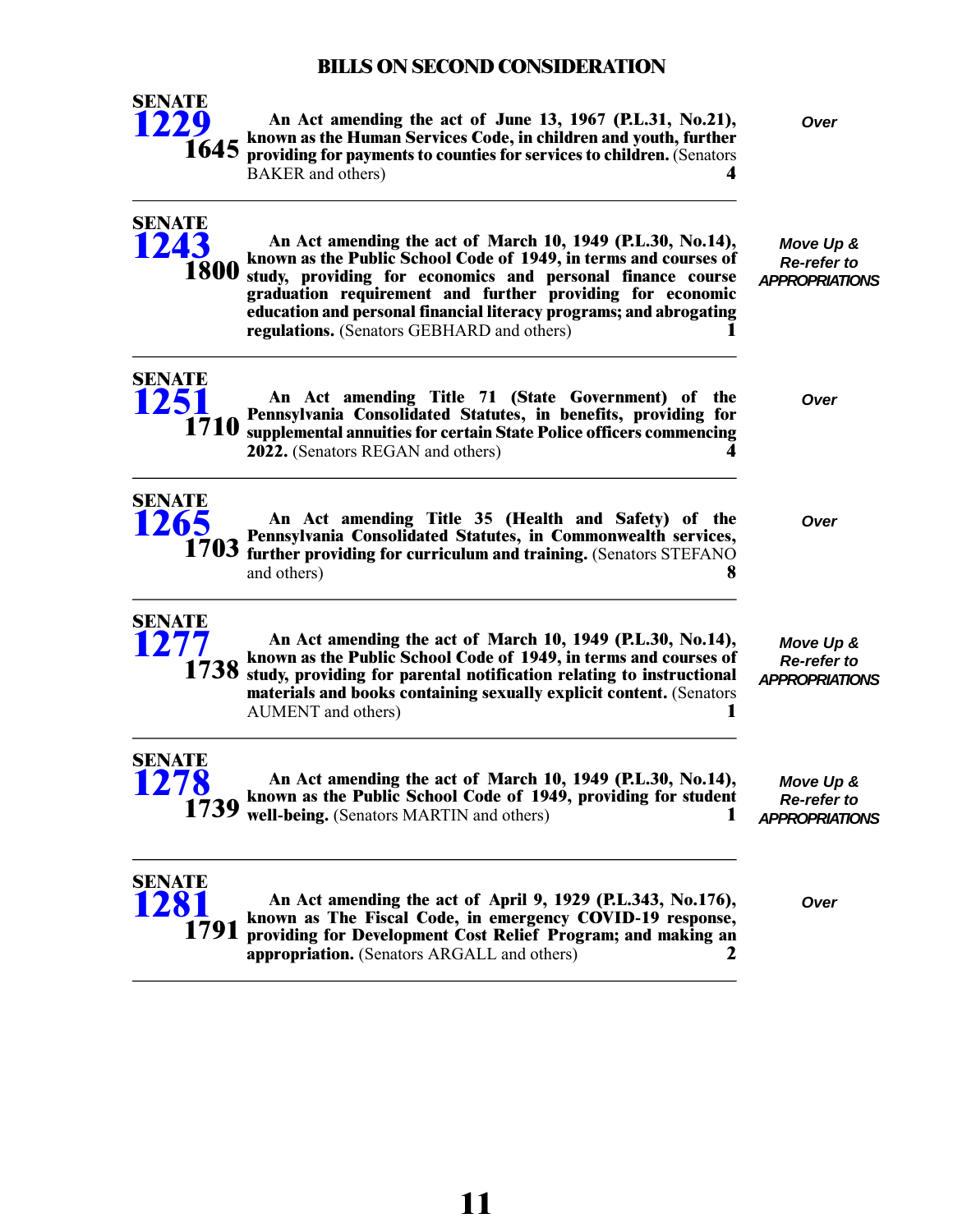## BILLS ON SECOND CONSIDERATION

| Bill | Description | Action |
|---|---|---|
| SENATE **1229** 1645 | **An Act amending the act of June 13, 1967 (P.L.31, No.21), known as the Human Services Code, in children and youth, further providing for payments to counties for services to children.** (Senators BAKER and others) **4** | *Over* |
| SENATE **1243** 1800 | **An Act amending the act of March 10, 1949 (P.L.30, No.14), known as the Public School Code of 1949, in terms and courses of study, providing for economics and personal finance course graduation requirement and further providing for economic education and personal financial literacy programs; and abrogating regulations.** (Senators GEBHARD and others) **1** | *Move Up & Re-refer to APPROPRIATIONS* |
| SENATE **1251** 1710 | **An Act amending Title 71 (State Government) of the Pennsylvania Consolidated Statutes, in benefits, providing for supplemental annuities for certain State Police officers commencing 2022.** (Senators REGAN and others) **4** | *Over* |
| SENATE **1265** 1703 | **An Act amending Title 35 (Health and Safety) of the Pennsylvania Consolidated Statutes, in Commonwealth services, further providing for curriculum and training.** (Senators STEFANO and others) **8** | *Over* |
| SENATE **1277** 1738 | **An Act amending the act of March 10, 1949 (P.L.30, No.14), known as the Public School Code of 1949, in terms and courses of study, providing for parental notification relating to instructional materials and books containing sexually explicit content.** (Senators AUMENT and others) **1** | *Move Up & Re-refer to APPROPRIATIONS* |
| SENATE **1278** 1739 | **An Act amending the act of March 10, 1949 (P.L.30, No.14), known as the Public School Code of 1949, providing for student well-being.** (Senators MARTIN and others) **1** | *Move Up & Re-refer to APPROPRIATIONS* |
| SENATE **1281** 1791 | **An Act amending the act of April 9, 1929 (P.L.343, No.176), known as The Fiscal Code, in emergency COVID-19 response, providing for Development Cost Relief Program; and making an appropriation.** (Senators ARGALL and others) **2** | *Over* |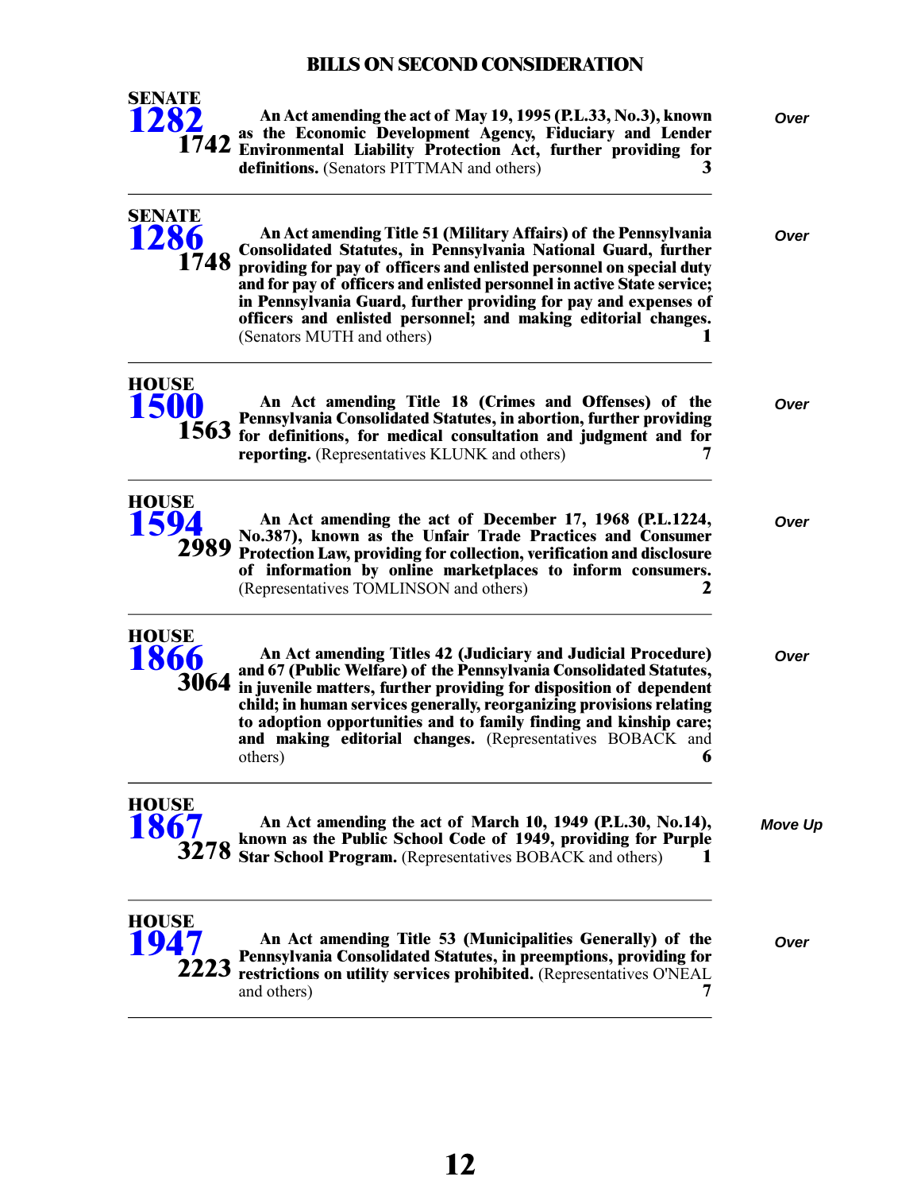## BILLS ON SECOND CONSIDERATION

**SENATE 1282** — **1742**

**An Act amending the act of May 19, 1995 (P.L.33, No.3), known as the Economic Development Agency, Fiduciary and Lender Environmental Liability Protection Act, further providing for definitions.** (Senators PITTMAN and others) **3**

*Over*

---

**SENATE 1286** — **1748**

**An Act amending Title 51 (Military Affairs) of the Pennsylvania Consolidated Statutes, in Pennsylvania National Guard, further providing for pay of officers and enlisted personnel on special duty and for pay of officers and enlisted personnel in active State service; in Pennsylvania Guard, further providing for pay and expenses of officers and enlisted personnel; and making editorial changes.** (Senators MUTH and others) **1**

*Over*

---

**HOUSE 1500** — **1563**

**An Act amending Title 18 (Crimes and Offenses) of the Pennsylvania Consolidated Statutes, in abortion, further providing for definitions, for medical consultation and judgment and for reporting.** (Representatives KLUNK and others) **7**

*Over*

---

**HOUSE 1594** — **2989**

**An Act amending the act of December 17, 1968 (P.L.1224, No.387), known as the Unfair Trade Practices and Consumer Protection Law, providing for collection, verification and disclosure of information by online marketplaces to inform consumers.** (Representatives TOMLINSON and others) **2**

*Over*

---

**HOUSE 1866** — **3064**

**An Act amending Titles 42 (Judiciary and Judicial Procedure) and 67 (Public Welfare) of the Pennsylvania Consolidated Statutes, in juvenile matters, further providing for disposition of dependent child; in human services generally, reorganizing provisions relating to adoption opportunities and to family finding and kinship care; and making editorial changes.** (Representatives BOBACK and others) **6**

*Over*

---

**HOUSE 1867** — **3278**

**An Act amending the act of March 10, 1949 (P.L.30, No.14), known as the Public School Code of 1949, providing for Purple Star School Program.** (Representatives BOBACK and others) **1**

*Move Up*

---

**HOUSE 1947** — **2223**

**An Act amending Title 53 (Municipalities Generally) of the Pennsylvania Consolidated Statutes, in preemptions, providing for restrictions on utility services prohibited.** (Representatives O'NEAL and others) **7**

*Over*

---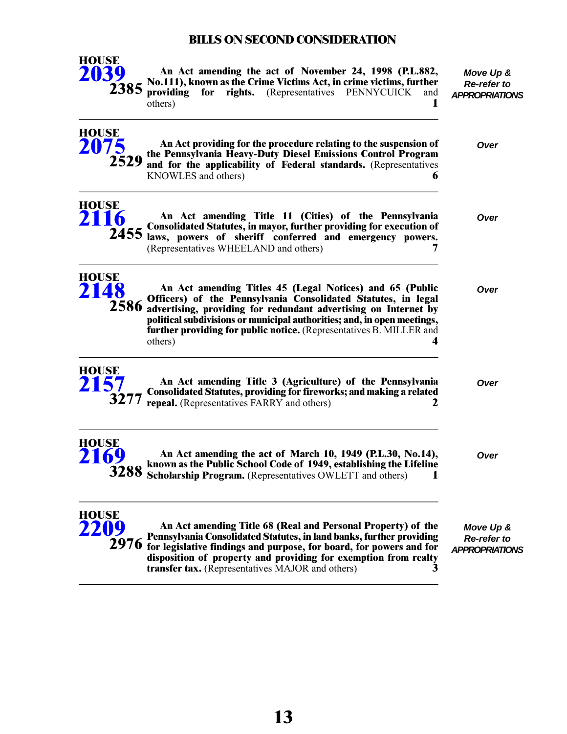## BILLS ON SECOND CONSIDERATION

**HOUSE 2039** 2385 — **An Act amending the act of November 24, 1998 (P.L.882, No.111), known as the Crime Victims Act, in crime victims, further providing for rights.** (Representatives PENNYCUICK and others) **1**

*Move Up & Re-refer to APPROPRIATIONS*

---

**HOUSE 2075** 2529 — **An Act providing for the procedure relating to the suspension of the Pennsylvania Heavy-Duty Diesel Emissions Control Program and for the applicability of Federal standards.** (Representatives KNOWLES and others) **6**

*Over*

---

**HOUSE 2116** 2455 — **An Act amending Title 11 (Cities) of the Pennsylvania Consolidated Statutes, in mayor, further providing for execution of laws, powers of sheriff conferred and emergency powers.** (Representatives WHEELAND and others) **7**

*Over*

---

**HOUSE 2148** 2586 — **An Act amending Titles 45 (Legal Notices) and 65 (Public Officers) of the Pennsylvania Consolidated Statutes, in legal advertising, providing for redundant advertising on Internet by political subdivisions or municipal authorities; and, in open meetings, further providing for public notice.** (Representatives B. MILLER and others) **4**

*Over*

---

**HOUSE 2157** 3277 — **An Act amending Title 3 (Agriculture) of the Pennsylvania Consolidated Statutes, providing for fireworks; and making a related repeal.** (Representatives FARRY and others) **2**

*Over*

---

**HOUSE 2169** 3288 — **An Act amending the act of March 10, 1949 (P.L.30, No.14), known as the Public School Code of 1949, establishing the Lifeline Scholarship Program.** (Representatives OWLETT and others) **1**

*Over*

---

**HOUSE 2209** 2976 — **An Act amending Title 68 (Real and Personal Property) of the Pennsylvania Consolidated Statutes, in land banks, further providing for legislative findings and purpose, for board, for powers and for disposition of property and providing for exemption from realty transfer tax.** (Representatives MAJOR and others) **3**

*Move Up & Re-refer to APPROPRIATIONS*

---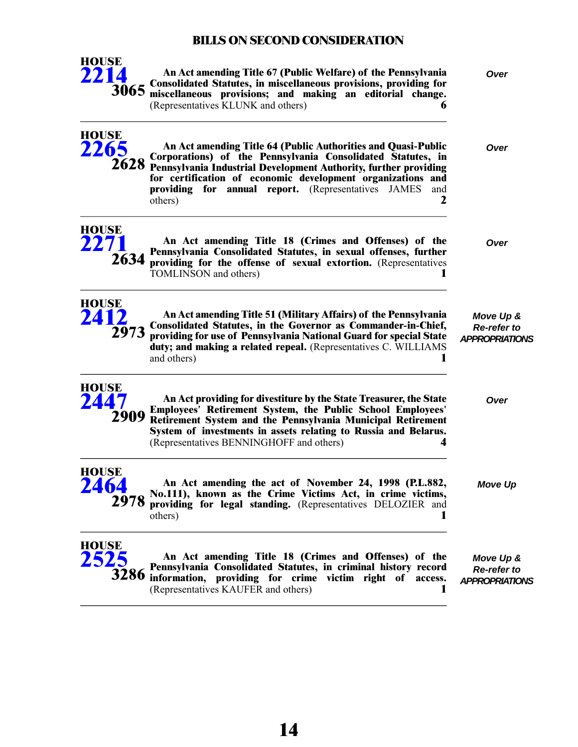## BILLS ON SECOND CONSIDERATION

**HOUSE 2214** **3065** — **An Act amending Title 67 (Public Welfare) of the Pennsylvania Consolidated Statutes, in miscellaneous provisions, providing for miscellaneous provisions; and making an editorial change.** (Representatives KLUNK and others) **6**

*Over*

---

**HOUSE 2265** **2628** — **An Act amending Title 64 (Public Authorities and Quasi-Public Corporations) of the Pennsylvania Consolidated Statutes, in Pennsylvania Industrial Development Authority, further providing for certification of economic development organizations and providing for annual report.** (Representatives JAMES and others) **2**

*Over*

---

**HOUSE 2271** **2634** — **An Act amending Title 18 (Crimes and Offenses) of the Pennsylvania Consolidated Statutes, in sexual offenses, further providing for the offense of sexual extortion.** (Representatives TOMLINSON and others) **1**

*Over*

---

**HOUSE 2412** **2973** — **An Act amending Title 51 (Military Affairs) of the Pennsylvania Consolidated Statutes, in the Governor as Commander-in-Chief, providing for use of Pennsylvania National Guard for special State duty; and making a related repeal.** (Representatives C. WILLIAMS and others) **1**

*Move Up & Re-refer to APPROPRIATIONS*

---

**HOUSE 2447** **2909** — **An Act providing for divestiture by the State Treasurer, the State Employees' Retirement System, the Public School Employees' Retirement System and the Pennsylvania Municipal Retirement System of investments in assets relating to Russia and Belarus.** (Representatives BENNINGHOFF and others) **4**

*Over*

---

**HOUSE 2464** **2978** — **An Act amending the act of November 24, 1998 (P.L.882, No.111), known as the Crime Victims Act, in crime victims, providing for legal standing.** (Representatives DELOZIER and others) **1**

*Move Up*

---

**HOUSE 2525** **3286** — **An Act amending Title 18 (Crimes and Offenses) of the Pennsylvania Consolidated Statutes, in criminal history record information, providing for crime victim right of access.** (Representatives KAUFER and others) **1**

*Move Up & Re-refer to APPROPRIATIONS*

---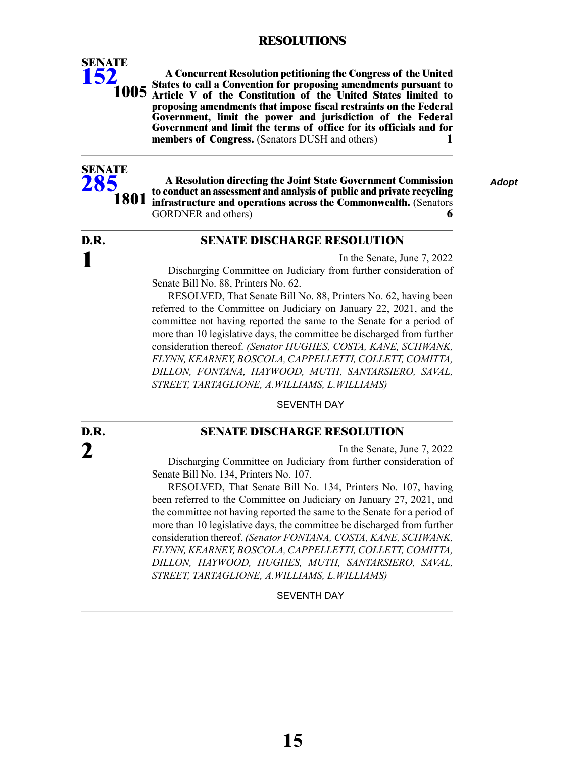## RESOLUTIONS

**SENATE 152** **1005**

**A Concurrent Resolution petitioning the Congress of the United States to call a Convention for proposing amendments pursuant to Article V of the Constitution of the United States limited to proposing amendments that impose fiscal restraints on the Federal Government, limit the power and jurisdiction of the Federal Government and limit the terms of office for its officials and for members of Congress.** (Senators DUSH and others) **1**

---

**SENATE 285** **1801**

**A Resolution directing the Joint State Government Commission to conduct an assessment and analysis of public and private recycling infrastructure and operations across the Commonwealth.** (Senators GORDNER and others) **6**

***Adopt***

---

**D.R. 1**

### SENATE DISCHARGE RESOLUTION

In the Senate, June 7, 2022

Discharging Committee on Judiciary from further consideration of Senate Bill No. 88, Printers No. 62.

RESOLVED, That Senate Bill No. 88, Printers No. 62, having been referred to the Committee on Judiciary on January 22, 2021, and the committee not having reported the same to the Senate for a period of more than 10 legislative days, the committee be discharged from further consideration thereof. *(Senator HUGHES, COSTA, KANE, SCHWANK, FLYNN, KEARNEY, BOSCOLA, CAPPELLETTI, COLLETT, COMITTA, DILLON, FONTANA, HAYWOOD, MUTH, SANTARSIERO, SAVAL, STREET, TARTAGLIONE, A.WILLIAMS, L.WILLIAMS)*

SEVENTH DAY

---

**D.R. 2**

### SENATE DISCHARGE RESOLUTION

In the Senate, June 7, 2022

Discharging Committee on Judiciary from further consideration of Senate Bill No. 134, Printers No. 107.

RESOLVED, That Senate Bill No. 134, Printers No. 107, having been referred to the Committee on Judiciary on January 27, 2021, and the committee not having reported the same to the Senate for a period of more than 10 legislative days, the committee be discharged from further consideration thereof. *(Senator FONTANA, COSTA, KANE, SCHWANK, FLYNN, KEARNEY, BOSCOLA, CAPPELLETTI, COLLETT, COMITTA, DILLON, HAYWOOD, HUGHES, MUTH, SANTARSIERO, SAVAL, STREET, TARTAGLIONE, A.WILLIAMS, L.WILLIAMS)*

SEVENTH DAY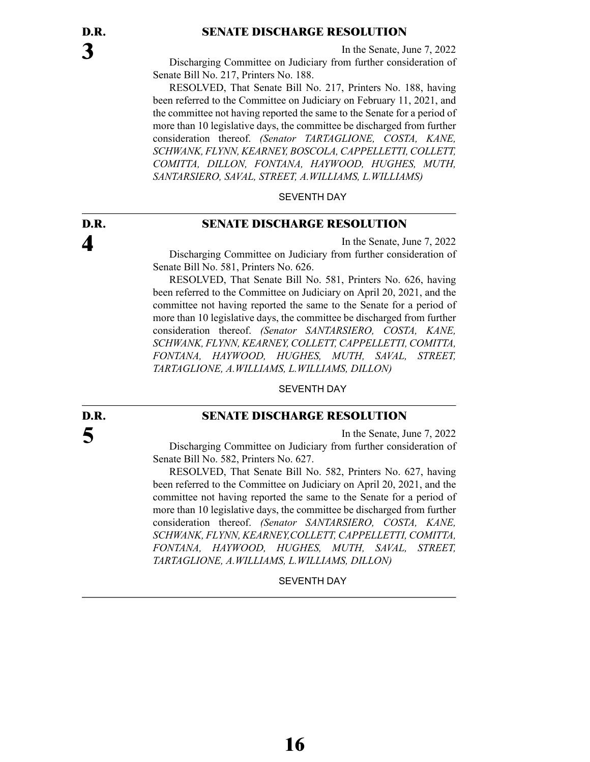**D.R. 3**

## SENATE DISCHARGE RESOLUTION

In the Senate, June 7, 2022

Discharging Committee on Judiciary from further consideration of Senate Bill No. 217, Printers No. 188.

RESOLVED, That Senate Bill No. 217, Printers No. 188, having been referred to the Committee on Judiciary on February 11, 2021, and the committee not having reported the same to the Senate for a period of more than 10 legislative days, the committee be discharged from further consideration thereof. *(Senator TARTAGLIONE, COSTA, KANE, SCHWANK, FLYNN, KEARNEY, BOSCOLA, CAPPELLETTI, COLLETT, COMITTA, DILLON, FONTANA, HAYWOOD, HUGHES, MUTH, SANTARSIERO, SAVAL, STREET, A.WILLIAMS, L.WILLIAMS)*

SEVENTH DAY

---

**D.R. 4**

## SENATE DISCHARGE RESOLUTION

In the Senate, June 7, 2022

Discharging Committee on Judiciary from further consideration of Senate Bill No. 581, Printers No. 626.

RESOLVED, That Senate Bill No. 581, Printers No. 626, having been referred to the Committee on Judiciary on April 20, 2021, and the committee not having reported the same to the Senate for a period of more than 10 legislative days, the committee be discharged from further consideration thereof. *(Senator SANTARSIERO, COSTA, KANE, SCHWANK, FLYNN, KEARNEY, COLLETT, CAPPELLETTI, COMITTA, FONTANA, HAYWOOD, HUGHES, MUTH, SAVAL, STREET, TARTAGLIONE, A.WILLIAMS, L.WILLIAMS, DILLON)*

SEVENTH DAY

---

**D.R. 5**

## SENATE DISCHARGE RESOLUTION

In the Senate, June 7, 2022

Discharging Committee on Judiciary from further consideration of Senate Bill No. 582, Printers No. 627.

RESOLVED, That Senate Bill No. 582, Printers No. 627, having been referred to the Committee on Judiciary on April 20, 2021, and the committee not having reported the same to the Senate for a period of more than 10 legislative days, the committee be discharged from further consideration thereof. *(Senator SANTARSIERO, COSTA, KANE, SCHWANK, FLYNN, KEARNEY,COLLETT, CAPPELLETTI, COMITTA, FONTANA, HAYWOOD, HUGHES, MUTH, SAVAL, STREET, TARTAGLIONE, A.WILLIAMS, L.WILLIAMS, DILLON)*

SEVENTH DAY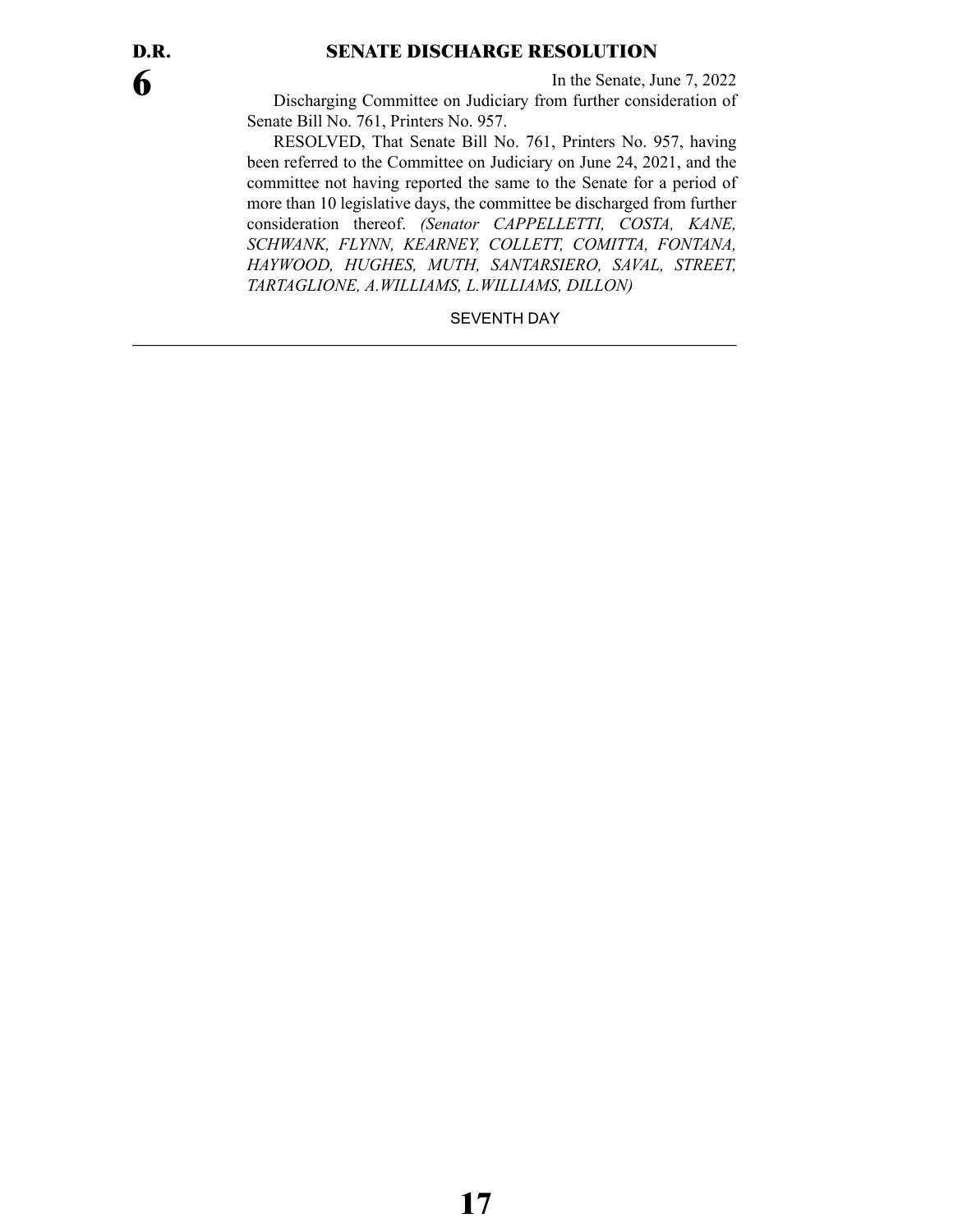**D.R.**
**6**

## SENATE DISCHARGE RESOLUTION

In the Senate, June 7, 2022

Discharging Committee on Judiciary from further consideration of Senate Bill No. 761, Printers No. 957.

RESOLVED, That Senate Bill No. 761, Printers No. 957, having been referred to the Committee on Judiciary on June 24, 2021, and the committee not having reported the same to the Senate for a period of more than 10 legislative days, the committee be discharged from further consideration thereof. *(Senator CAPPELLETTI, COSTA, KANE, SCHWANK, FLYNN, KEARNEY, COLLETT, COMITTA, FONTANA, HAYWOOD, HUGHES, MUTH, SANTARSIERO, SAVAL, STREET, TARTAGLIONE, A.WILLIAMS, L.WILLIAMS, DILLON)*

SEVENTH DAY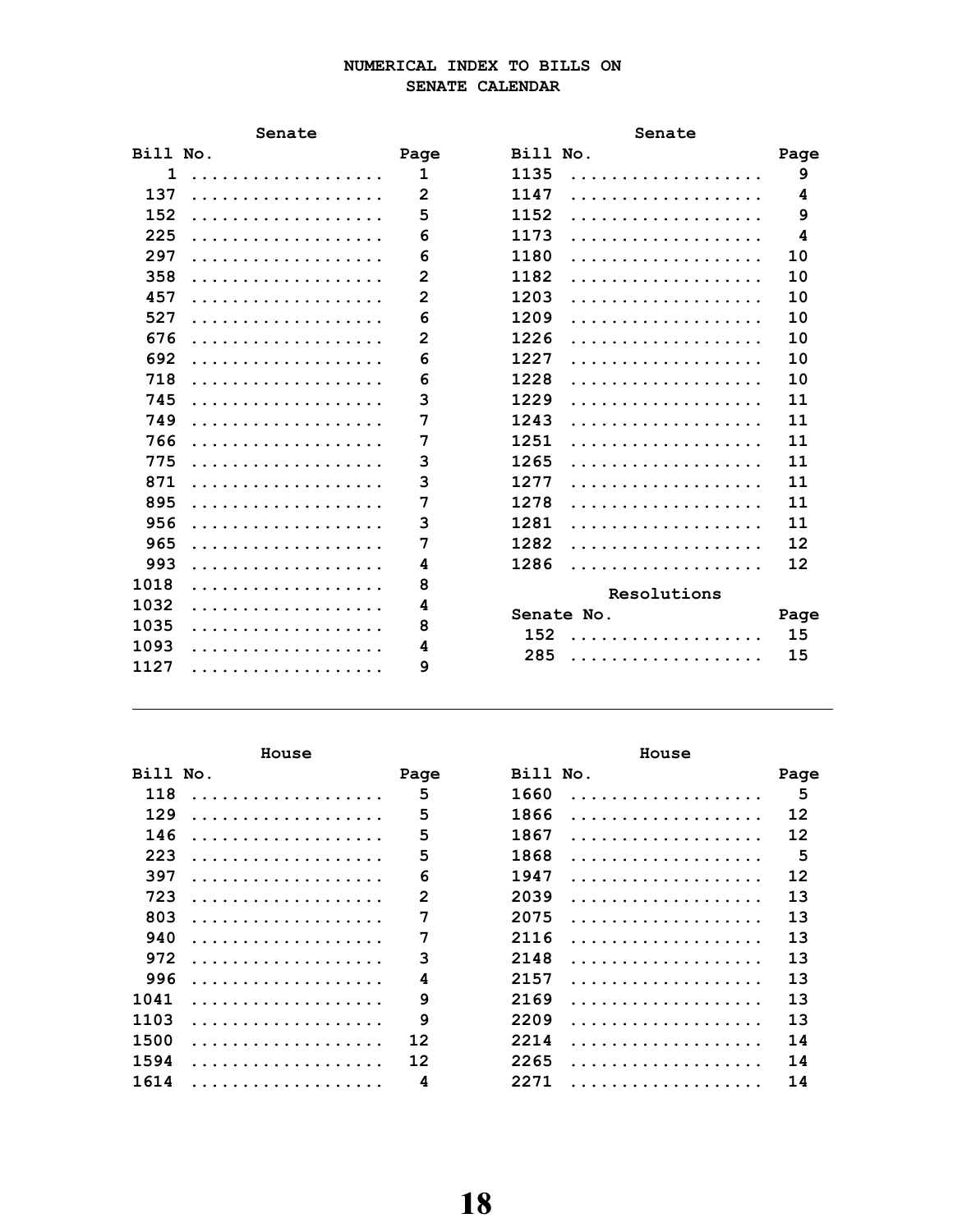# NUMERICAL INDEX TO BILLS ON SENATE CALENDAR

## Senate

| Bill No. | Page |
|---|---|
| 1 | 1 |
| 137 | 2 |
| 152 | 5 |
| 225 | 6 |
| 297 | 6 |
| 358 | 2 |
| 457 | 2 |
| 527 | 6 |
| 676 | 2 |
| 692 | 6 |
| 718 | 6 |
| 745 | 3 |
| 749 | 7 |
| 766 | 7 |
| 775 | 3 |
| 871 | 3 |
| 895 | 7 |
| 956 | 3 |
| 965 | 7 |
| 993 | 4 |
| 1018 | 8 |
| 1032 | 4 |
| 1035 | 8 |
| 1093 | 4 |
| 1127 | 9 |
| 1135 | 9 |
| 1147 | 4 |
| 1152 | 9 |
| 1173 | 4 |
| 1180 | 10 |
| 1182 | 10 |
| 1203 | 10 |
| 1209 | 10 |
| 1226 | 10 |
| 1227 | 10 |
| 1228 | 10 |
| 1229 | 11 |
| 1243 | 11 |
| 1251 | 11 |
| 1265 | 11 |
| 1277 | 11 |
| 1278 | 11 |
| 1281 | 11 |
| 1282 | 12 |
| 1286 | 12 |

### Resolutions

| Senate No. | Page |
|---|---|
| 152 | 15 |
| 285 | 15 |

## House

| Bill No. | Page |
|---|---|
| 118 | 5 |
| 129 | 5 |
| 146 | 5 |
| 223 | 5 |
| 397 | 6 |
| 723 | 2 |
| 803 | 7 |
| 940 | 7 |
| 972 | 3 |
| 996 | 4 |
| 1041 | 9 |
| 1103 | 9 |
| 1500 | 12 |
| 1594 | 12 |
| 1614 | 4 |
| 1660 | 5 |
| 1866 | 12 |
| 1867 | 12 |
| 1868 | 5 |
| 1947 | 12 |
| 2039 | 13 |
| 2075 | 13 |
| 2116 | 13 |
| 2148 | 13 |
| 2157 | 13 |
| 2169 | 13 |
| 2209 | 13 |
| 2214 | 14 |
| 2265 | 14 |
| 2271 | 14 |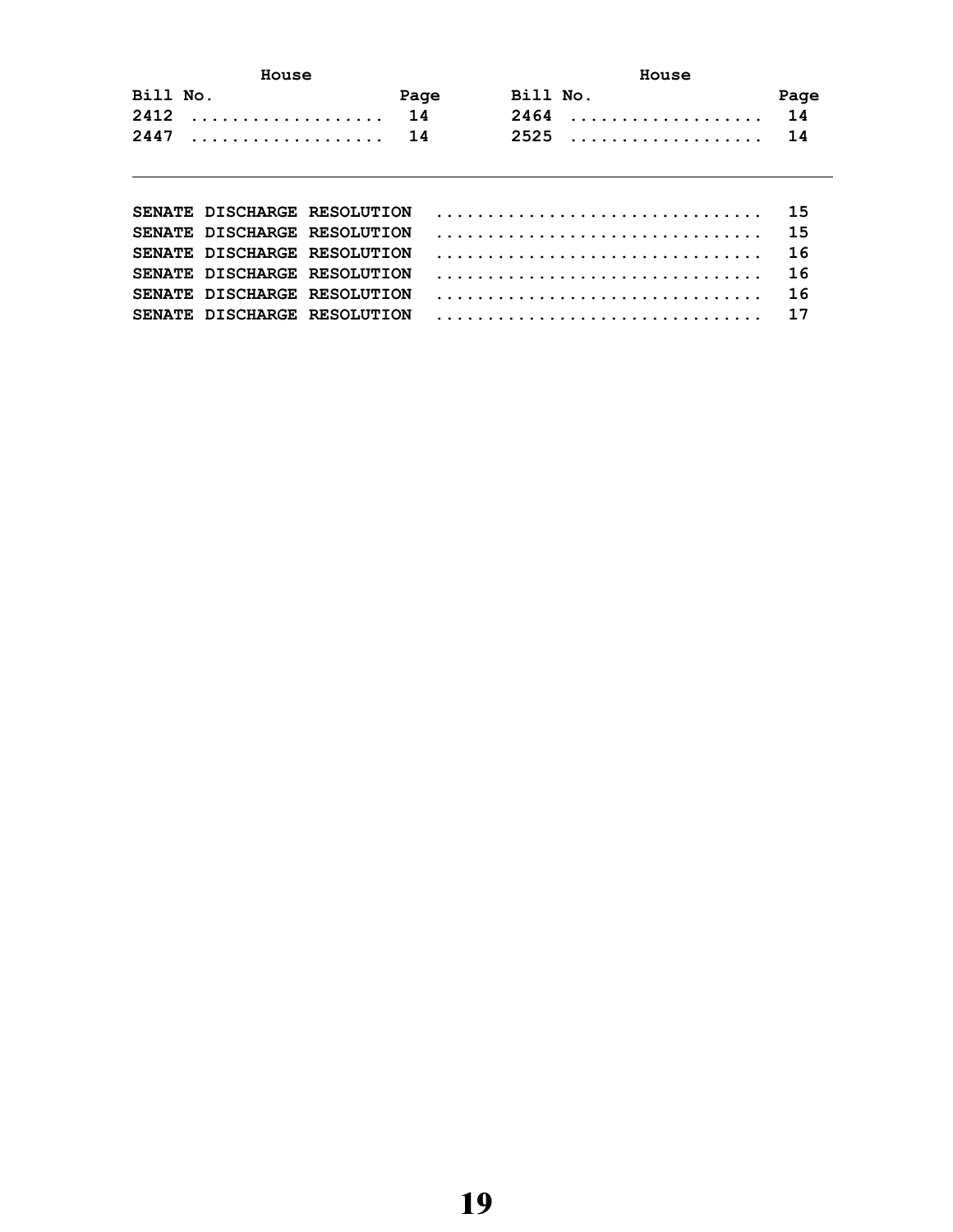| House Bill No. | Page | House Bill No. | Page |
| --- | --- | --- | --- |
| 2412 | 14 | 2464 | 14 |
| 2447 | 14 | 2525 | 14 |

---

| | |
| --- | --- |
| SENATE DISCHARGE RESOLUTION | 15 |
| SENATE DISCHARGE RESOLUTION | 15 |
| SENATE DISCHARGE RESOLUTION | 16 |
| SENATE DISCHARGE RESOLUTION | 16 |
| SENATE DISCHARGE RESOLUTION | 16 |
| SENATE DISCHARGE RESOLUTION | 17 |